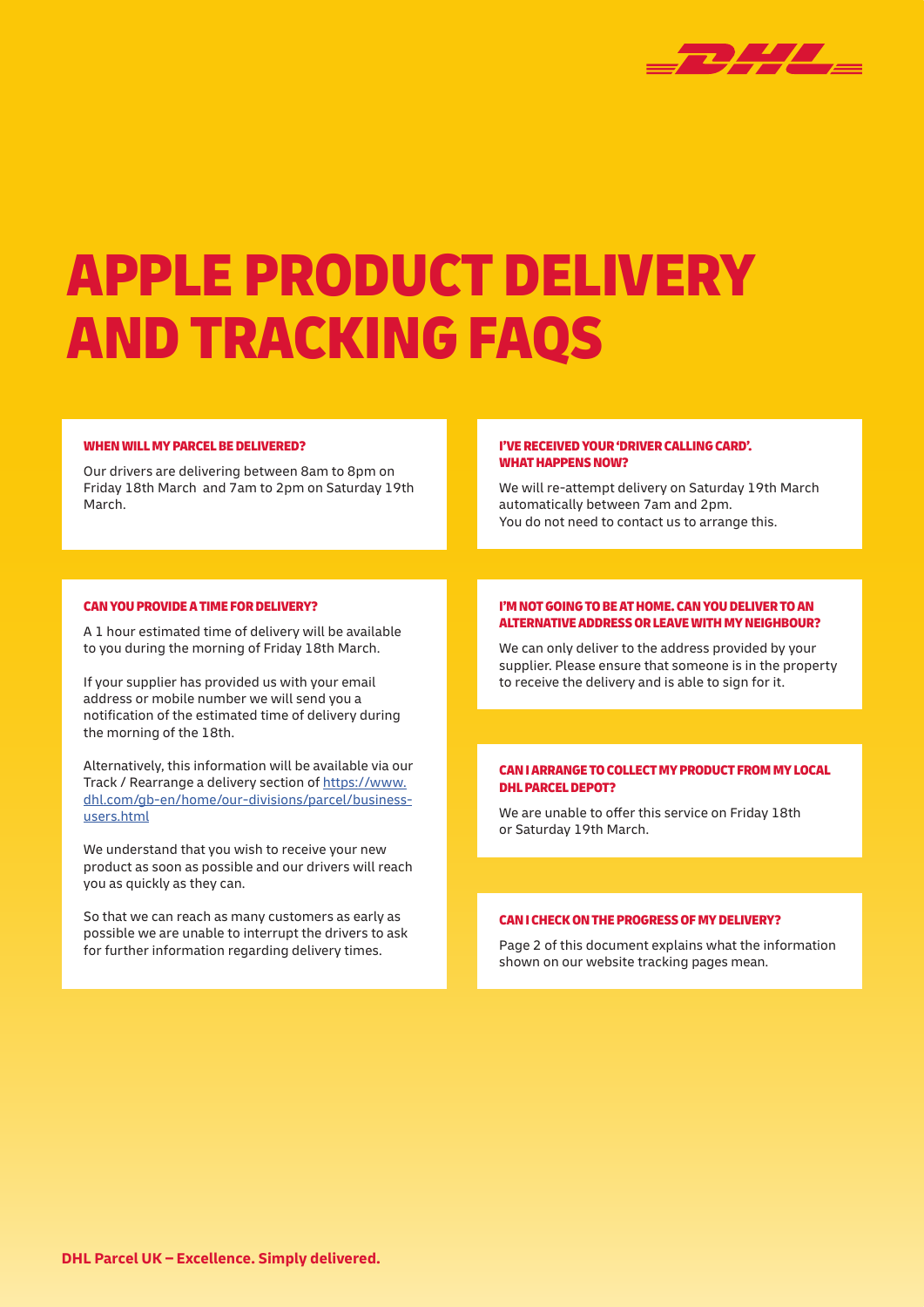# APPLE PRODUCT DELIVERY AND TRACKING FAQS

### WHEN WILL MY PARCEL BE DELIVERED?

Our drivers are delivering between 8am to 8pm on Friday 18th March and 7am to 2pm on Saturday 19th March.

### CAN YOU PROVIDE A TIME FOR DELIVERY?

A 1 hour estimated time of delivery will be available to you during the morning of Friday 18th March.

If your supplier has provided us with your email address or mobile number we will send you a notification of the estimated time of delivery during the morning of the 18th.

Alternatively, this information will be available via our Track / Rearrange a delivery section of [https://www.dhl.com/gb-en/home/our-divisions/parcel/business-users.html](https://www.dhl.com/gb-en/home/our-divisions/parcel/business-users.html)

We understand that you wish to receive your new product as soon as possible and our drivers will reach you as quickly as they can.

So that we can reach as many customers as early as possible we are unable to interrupt the drivers to ask for further information regarding delivery times.

### I'VE RECEIVED YOUR 'DRIVER CALLING CARD'. WHAT HAPPENS NOW?

We will re-attempt delivery on Saturday 19th March automatically between 7am and 2pm.
You do not need to contact us to arrange this.

### I'M NOT GOING TO BE AT HOME. CAN YOU DELIVER TO AN ALTERNATIVE ADDRESS OR LEAVE WITH MY NEIGHBOUR?

We can only deliver to the address provided by your supplier. Please ensure that someone is in the property to receive the delivery and is able to sign for it.

### CAN I ARRANGE TO COLLECT MY PRODUCT FROM MY LOCAL DHL PARCEL DEPOT?

We are unable to offer this service on Friday 18th or Saturday 19th March.

### CAN I CHECK ON THE PROGRESS OF MY DELIVERY?

Page 2 of this document explains what the information shown on our website tracking pages mean.

**DHL Parcel UK – Excellence. Simply delivered.**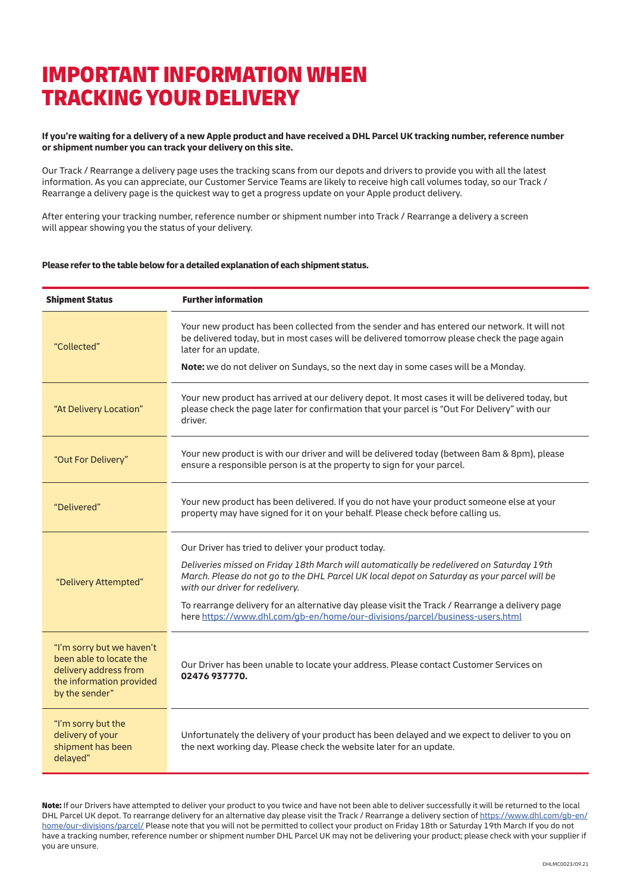# IMPORTANT INFORMATION WHEN TRACKING YOUR DELIVERY

**If you're waiting for a delivery of a new Apple product and have received a DHL Parcel UK tracking number, reference number or shipment number you can track your delivery on this site.**

Our Track / Rearrange a delivery page uses the tracking scans from our depots and drivers to provide you with all the latest information. As you can appreciate, our Customer Service Teams are likely to receive high call volumes today, so our Track / Rearrange a delivery page is the quickest way to get a progress update on your Apple product delivery.

After entering your tracking number, reference number or shipment number into Track / Rearrange a delivery a screen will appear showing you the status of your delivery.

**Please refer to the table below for a detailed explanation of each shipment status.**

| Shipment Status | Further information |
|---|---|
| "Collected" | Your new product has been collected from the sender and has entered our network. It will not be delivered today, but in most cases will be delivered tomorrow please check the page again later for an update.<br><br>**Note:** we do not deliver on Sundays, so the next day in some cases will be a Monday. |
| "At Delivery Location" | Your new product has arrived at our delivery depot. It most cases it will be delivered today, but please check the page later for confirmation that your parcel is "Out For Delivery" with our driver. |
| "Out For Delivery" | Your new product is with our driver and will be delivered today (between 8am & 8pm), please ensure a responsible person is at the property to sign for your parcel. |
| "Delivered" | Your new product has been delivered. If you do not have your product someone else at your property may have signed for it on your behalf. Please check before calling us. |
| "Delivery Attempted" | Our Driver has tried to deliver your product today.<br><br>*Deliveries missed on Friday 18th March will automatically be redelivered on Saturday 19th March. Please do not go to the DHL Parcel UK local depot on Saturday as your parcel will be with our driver for redelivery.*<br><br>To rearrange delivery for an alternative day please visit the Track / Rearrange a delivery page here https://www.dhl.com/gb-en/home/our-divisions/parcel/business-users.html |
| "I'm sorry but we haven't been able to locate the delivery address from the information provided by the sender" | Our Driver has been unable to locate your address. Please contact Customer Services on **02476 937770.** |
| "I'm sorry but the delivery of your shipment has been delayed" | Unfortunately the delivery of your product has been delayed and we expect to deliver to you on the next working day. Please check the website later for an update. |

**Note:** If our Drivers have attempted to deliver your product to you twice and have not been able to deliver successfully it will be returned to the local DHL Parcel UK depot. To rearrange delivery for an alternative day please visit the Track / Rearrange a delivery section of https://www.dhl.com/gb-en/home/our-divisions/parcel/ Please note that you will not be permitted to collect your product on Friday 18th or Saturday 19th March If you do not have a tracking number, reference number or shipment number DHL Parcel UK may not be delivering your product; please check with your supplier if you are unsure.

DHLMC0023/09.21